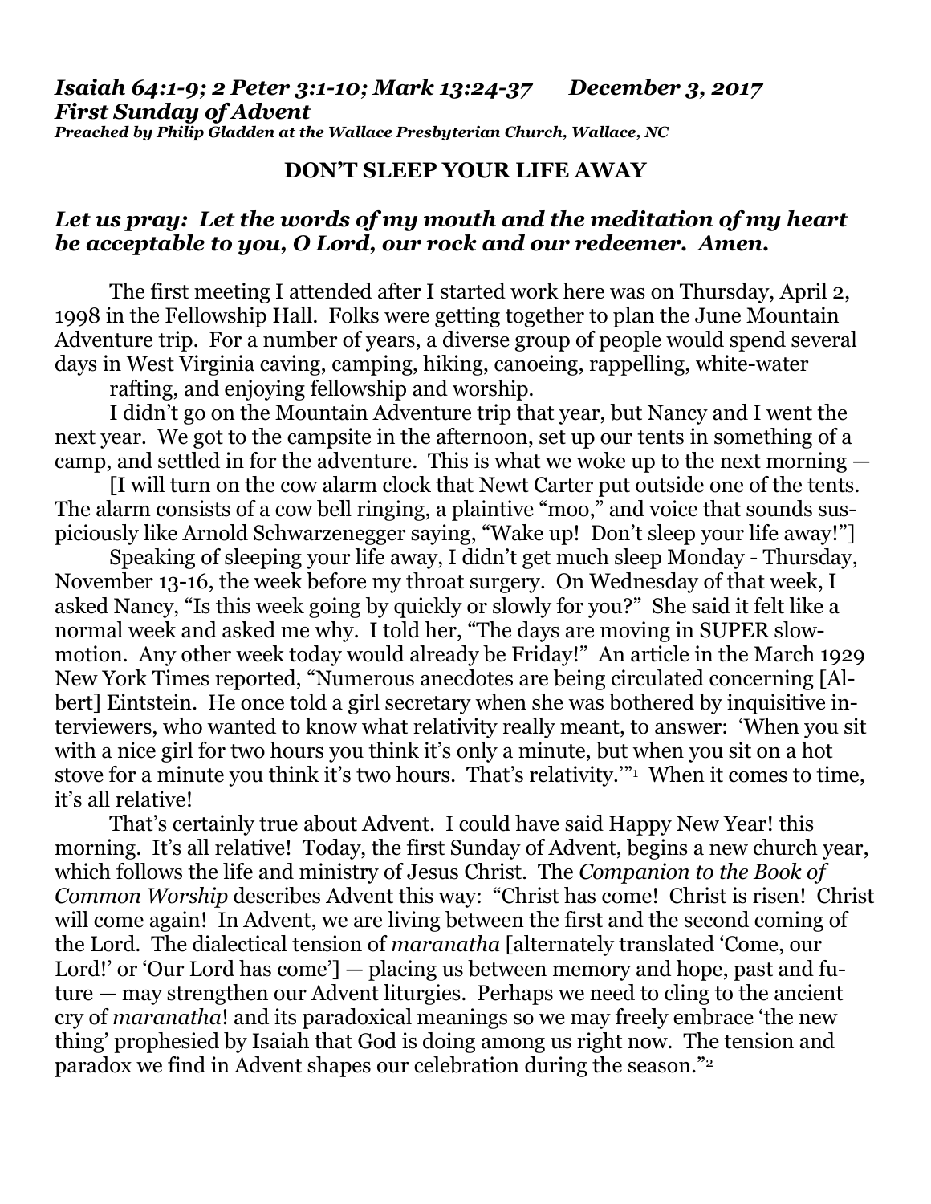*Isaiah 64:1-9; 2 Peter 3:1-10; Mark 13:24-37 December 3, 2017*
***First Sunday of Advent***
***Preached by Philip Gladden at the Wallace Presbyterian Church, Wallace, NC***

# DON'T SLEEP YOUR LIFE AWAY

***Let us pray: Let the words of my mouth and the meditation of my heart be acceptable to you, O Lord, our rock and our redeemer. Amen.***

The first meeting I attended after I started work here was on Thursday, April 2, 1998 in the Fellowship Hall. Folks were getting together to plan the June Mountain Adventure trip. For a number of years, a diverse group of people would spend several days in West Virginia caving, camping, hiking, canoeing, rappelling, white-water rafting, and enjoying fellowship and worship.

I didn't go on the Mountain Adventure trip that year, but Nancy and I went the next year. We got to the campsite in the afternoon, set up our tents in something of a camp, and settled in for the adventure. This is what we woke up to the next morning —

[I will turn on the cow alarm clock that Newt Carter put outside one of the tents. The alarm consists of a cow bell ringing, a plaintive "moo," and voice that sounds suspiciously like Arnold Schwarzenegger saying, "Wake up! Don't sleep your life away!"]

Speaking of sleeping your life away, I didn't get much sleep Monday - Thursday, November 13-16, the week before my throat surgery. On Wednesday of that week, I asked Nancy, "Is this week going by quickly or slowly for you?" She said it felt like a normal week and asked me why. I told her, "The days are moving in SUPER slow-motion. Any other week today would already be Friday!" An article in the March 1929 New York Times reported, "Numerous anecdotes are being circulated concerning [Albert] Eintstein. He once told a girl secretary when she was bothered by inquisitive interviewers, who wanted to know what relativity really meant, to answer: 'When you sit with a nice girl for two hours you think it's only a minute, but when you sit on a hot stove for a minute you think it's two hours. That's relativity.'"[1] When it comes to time, it's all relative!

That's certainly true about Advent. I could have said Happy New Year! this morning. It's all relative! Today, the first Sunday of Advent, begins a new church year, which follows the life and ministry of Jesus Christ. The *Companion to the Book of Common Worship* describes Advent this way: "Christ has come! Christ is risen! Christ will come again! In Advent, we are living between the first and the second coming of the Lord. The dialectical tension of *maranatha* [alternately translated 'Come, our Lord!' or 'Our Lord has come'] — placing us between memory and hope, past and future — may strengthen our Advent liturgies. Perhaps we need to cling to the ancient cry of *maranatha*! and its paradoxical meanings so we may freely embrace 'the new thing' prophesied by Isaiah that God is doing among us right now. The tension and paradox we find in Advent shapes our celebration during the season."[2]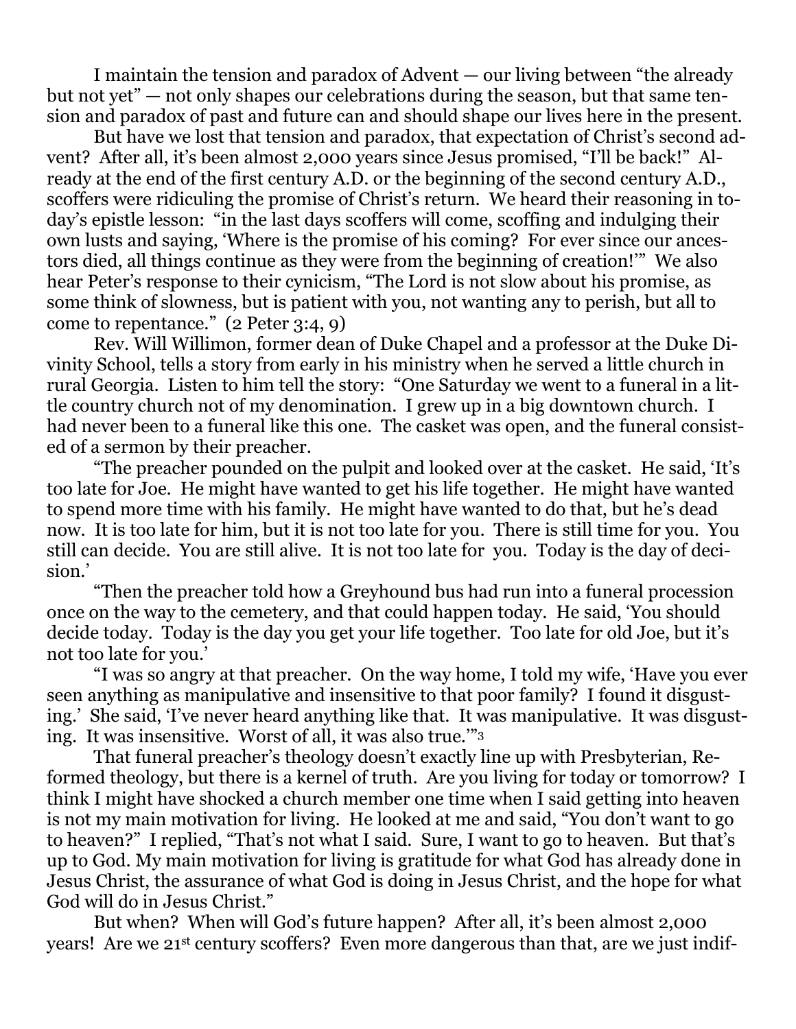I maintain the tension and paradox of Advent — our living between "the already but not yet" — not only shapes our celebrations during the season, but that same tension and paradox of past and future can and should shape our lives here in the present.

But have we lost that tension and paradox, that expectation of Christ's second advent? After all, it's been almost 2,000 years since Jesus promised, "I'll be back!" Already at the end of the first century A.D. or the beginning of the second century A.D., scoffers were ridiculing the promise of Christ's return. We heard their reasoning in today's epistle lesson: "in the last days scoffers will come, scoffing and indulging their own lusts and saying, 'Where is the promise of his coming? For ever since our ancestors died, all things continue as they were from the beginning of creation!'" We also hear Peter's response to their cynicism, "The Lord is not slow about his promise, as some think of slowness, but is patient with you, not wanting any to perish, but all to come to repentance." (2 Peter 3:4, 9)

Rev. Will Willimon, former dean of Duke Chapel and a professor at the Duke Divinity School, tells a story from early in his ministry when he served a little church in rural Georgia. Listen to him tell the story: "One Saturday we went to a funeral in a little country church not of my denomination. I grew up in a big downtown church. I had never been to a funeral like this one. The casket was open, and the funeral consisted of a sermon by their preacher.

"The preacher pounded on the pulpit and looked over at the casket. He said, 'It's too late for Joe. He might have wanted to get his life together. He might have wanted to spend more time with his family. He might have wanted to do that, but he's dead now. It is too late for him, but it is not too late for you. There is still time for you. You still can decide. You are still alive. It is not too late for you. Today is the day of decision.'

"Then the preacher told how a Greyhound bus had run into a funeral procession once on the way to the cemetery, and that could happen today. He said, 'You should decide today. Today is the day you get your life together. Too late for old Joe, but it's not too late for you.'

"I was so angry at that preacher. On the way home, I told my wife, 'Have you ever seen anything as manipulative and insensitive to that poor family? I found it disgusting.' She said, 'I've never heard anything like that. It was manipulative. It was disgusting. It was insensitive. Worst of all, it was also true.'"[3]

That funeral preacher's theology doesn't exactly line up with Presbyterian, Reformed theology, but there is a kernel of truth. Are you living for today or tomorrow? I think I might have shocked a church member one time when I said getting into heaven is not my main motivation for living. He looked at me and said, "You don't want to go to heaven?" I replied, "That's not what I said. Sure, I want to go to heaven. But that's up to God. My main motivation for living is gratitude for what God has already done in Jesus Christ, the assurance of what God is doing in Jesus Christ, and the hope for what God will do in Jesus Christ."

But when? When will God's future happen? After all, it's been almost 2,000 years! Are we 21st century scoffers? Even more dangerous than that, are we just indif-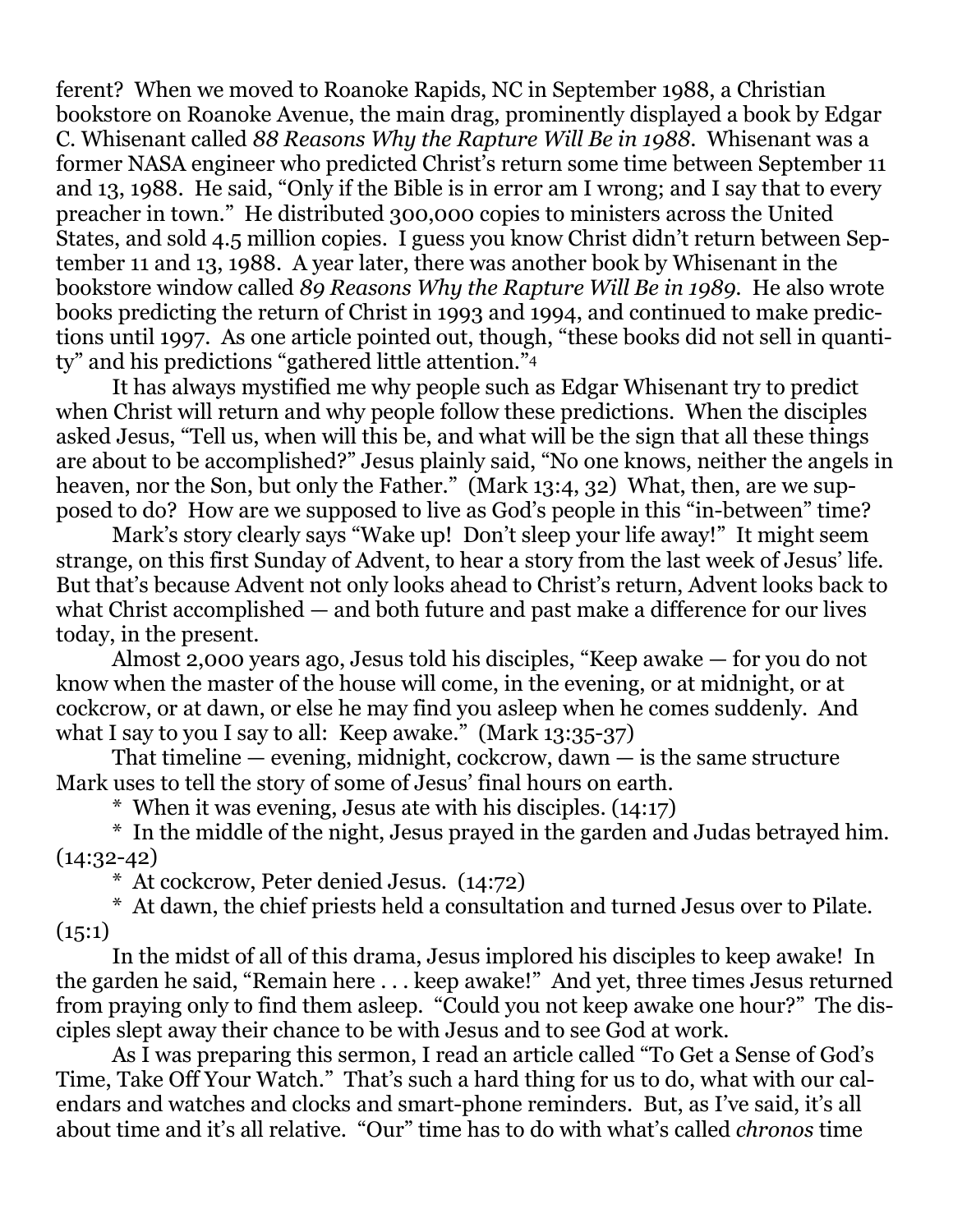ferent? When we moved to Roanoke Rapids, NC in September 1988, a Christian bookstore on Roanoke Avenue, the main drag, prominently displayed a book by Edgar C. Whisenant called *88 Reasons Why the Rapture Will Be in 1988*. Whisenant was a former NASA engineer who predicted Christ's return some time between September 11 and 13, 1988. He said, "Only if the Bible is in error am I wrong; and I say that to every preacher in town." He distributed 300,000 copies to ministers across the United States, and sold 4.5 million copies. I guess you know Christ didn't return between September 11 and 13, 1988. A year later, there was another book by Whisenant in the bookstore window called *89 Reasons Why the Rapture Will Be in 1989*. He also wrote books predicting the return of Christ in 1993 and 1994, and continued to make predictions until 1997. As one article pointed out, though, "these books did not sell in quantity" and his predictions "gathered little attention."[4]

It has always mystified me why people such as Edgar Whisenant try to predict when Christ will return and why people follow these predictions. When the disciples asked Jesus, "Tell us, when will this be, and what will be the sign that all these things are about to be accomplished?" Jesus plainly said, "No one knows, neither the angels in heaven, nor the Son, but only the Father." (Mark 13:4, 32) What, then, are we supposed to do? How are we supposed to live as God's people in this "in-between" time?

Mark's story clearly says "Wake up! Don't sleep your life away!" It might seem strange, on this first Sunday of Advent, to hear a story from the last week of Jesus' life. But that's because Advent not only looks ahead to Christ's return, Advent looks back to what Christ accomplished — and both future and past make a difference for our lives today, in the present.

Almost 2,000 years ago, Jesus told his disciples, "Keep awake — for you do not know when the master of the house will come, in the evening, or at midnight, or at cockcrow, or at dawn, or else he may find you asleep when he comes suddenly. And what I say to you I say to all: Keep awake." (Mark 13:35-37)

That timeline — evening, midnight, cockcrow, dawn — is the same structure Mark uses to tell the story of some of Jesus' final hours on earth.

\* When it was evening, Jesus ate with his disciples. (14:17)

\* In the middle of the night, Jesus prayed in the garden and Judas betrayed him. (14:32-42)

\* At cockcrow, Peter denied Jesus. (14:72)

\* At dawn, the chief priests held a consultation and turned Jesus over to Pilate. (15:1)

In the midst of all of this drama, Jesus implored his disciples to keep awake! In the garden he said, "Remain here . . . keep awake!" And yet, three times Jesus returned from praying only to find them asleep. "Could you not keep awake one hour?" The disciples slept away their chance to be with Jesus and to see God at work.

As I was preparing this sermon, I read an article called "To Get a Sense of God's Time, Take Off Your Watch." That's such a hard thing for us to do, what with our calendars and watches and clocks and smart-phone reminders. But, as I've said, it's all about time and it's all relative. "Our" time has to do with what's called *chronos* time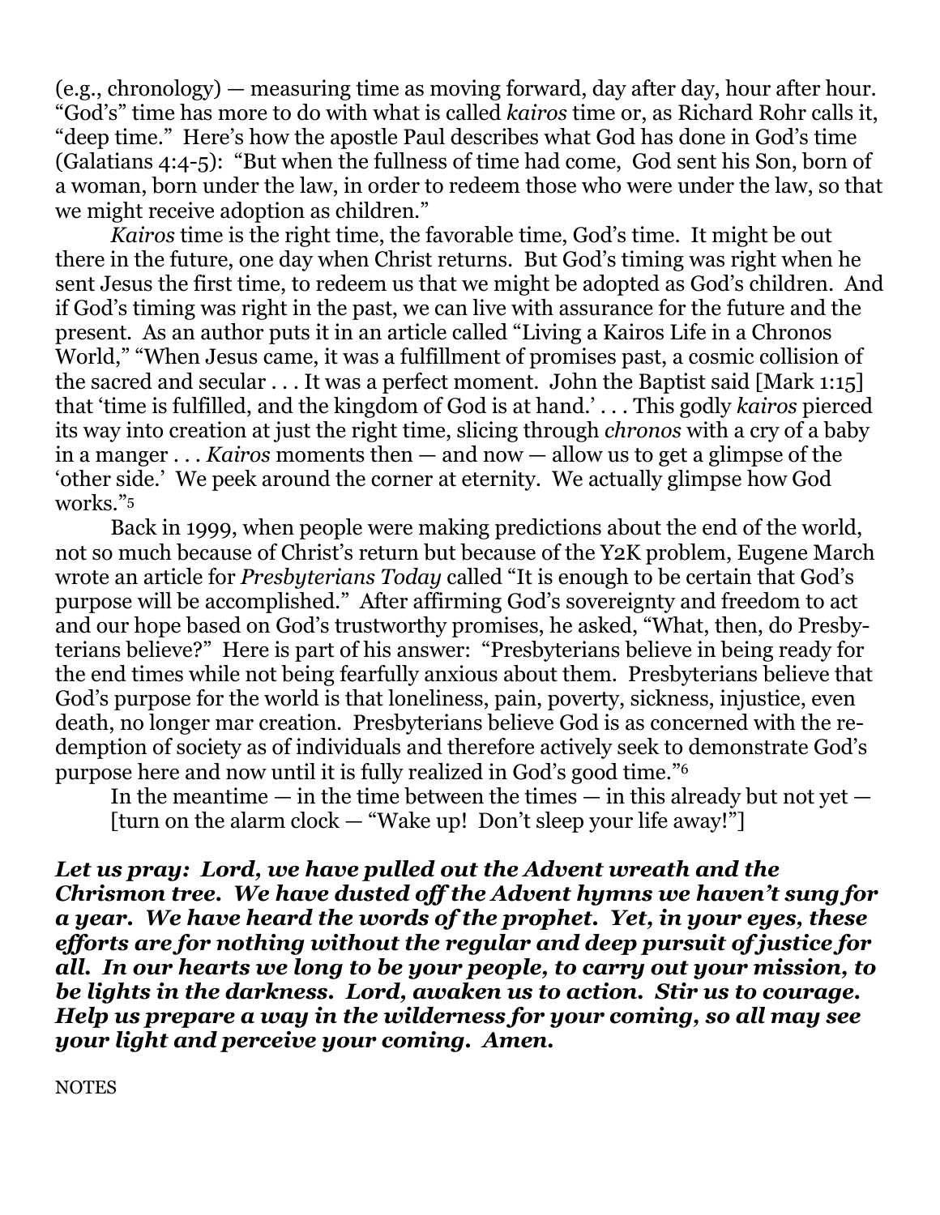(e.g., chronology) — measuring time as moving forward, day after day, hour after hour. "God's" time has more to do with what is called *kairos* time or, as Richard Rohr calls it, "deep time." Here's how the apostle Paul describes what God has done in God's time (Galatians 4:4-5): "But when the fullness of time had come, God sent his Son, born of a woman, born under the law, in order to redeem those who were under the law, so that we might receive adoption as children."

*Kairos* time is the right time, the favorable time, God's time. It might be out there in the future, one day when Christ returns. But God's timing was right when he sent Jesus the first time, to redeem us that we might be adopted as God's children. And if God's timing was right in the past, we can live with assurance for the future and the present. As an author puts it in an article called "Living a Kairos Life in a Chronos World," "When Jesus came, it was a fulfillment of promises past, a cosmic collision of the sacred and secular . . . It was a perfect moment. John the Baptist said [Mark 1:15] that 'time is fulfilled, and the kingdom of God is at hand.' . . . This godly *kairos* pierced its way into creation at just the right time, slicing through *chronos* with a cry of a baby in a manger . . . *Kairos* moments then — and now — allow us to get a glimpse of the 'other side.' We peek around the corner at eternity. We actually glimpse how God works."[5]

Back in 1999, when people were making predictions about the end of the world, not so much because of Christ's return but because of the Y2K problem, Eugene March wrote an article for *Presbyterians Today* called "It is enough to be certain that God's purpose will be accomplished." After affirming God's sovereignty and freedom to act and our hope based on God's trustworthy promises, he asked, "What, then, do Presbyterians believe?" Here is part of his answer: "Presbyterians believe in being ready for the end times while not being fearfully anxious about them. Presbyterians believe that God's purpose for the world is that loneliness, pain, poverty, sickness, injustice, even death, no longer mar creation. Presbyterians believe God is as concerned with the redemption of society as of individuals and therefore actively seek to demonstrate God's purpose here and now until it is fully realized in God's good time."[6]

In the meantime — in the time between the times — in this already but not yet — [turn on the alarm clock — "Wake up! Don't sleep your life away!"]

***Let us pray: Lord, we have pulled out the Advent wreath and the Chrismon tree. We have dusted off the Advent hymns we haven't sung for a year. We have heard the words of the prophet. Yet, in your eyes, these efforts are for nothing without the regular and deep pursuit of justice for all. In our hearts we long to be your people, to carry out your mission, to be lights in the darkness. Lord, awaken us to action. Stir us to courage. Help us prepare a way in the wilderness for your coming, so all may see your light and perceive your coming. Amen.***

NOTES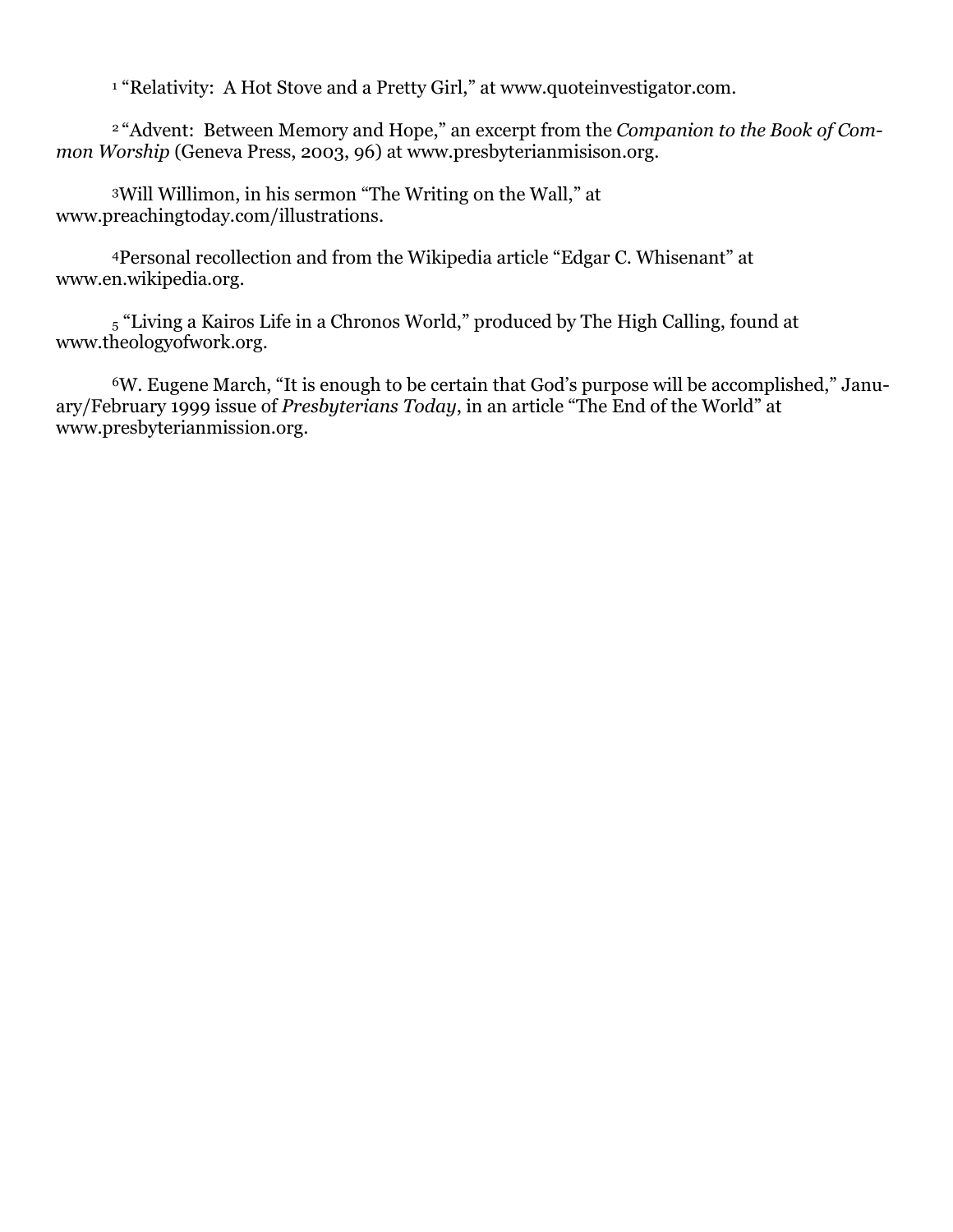[1] "Relativity:  A Hot Stove and a Pretty Girl," at www.quoteinvestigator.com.

[2] "Advent:  Between Memory and Hope," an excerpt from the *Companion to the Book of Common Worship* (Geneva Press, 2003, 96) at www.presbyterianmisison.org.

[3] Will Willimon, in his sermon "The Writing on the Wall," at www.preachingtoday.com/illustrations.

[4] Personal recollection and from the Wikipedia article "Edgar C. Whisenant" at www.en.wikipedia.org.

[5] "Living a Kairos Life in a Chronos World," produced by The High Calling, found at www.theologyofwork.org.

[6] W. Eugene March, "It is enough to be certain that God's purpose will be accomplished," January/February 1999 issue of *Presbyterians Today*, in an article "The End of the World" at www.presbyterianmission.org.